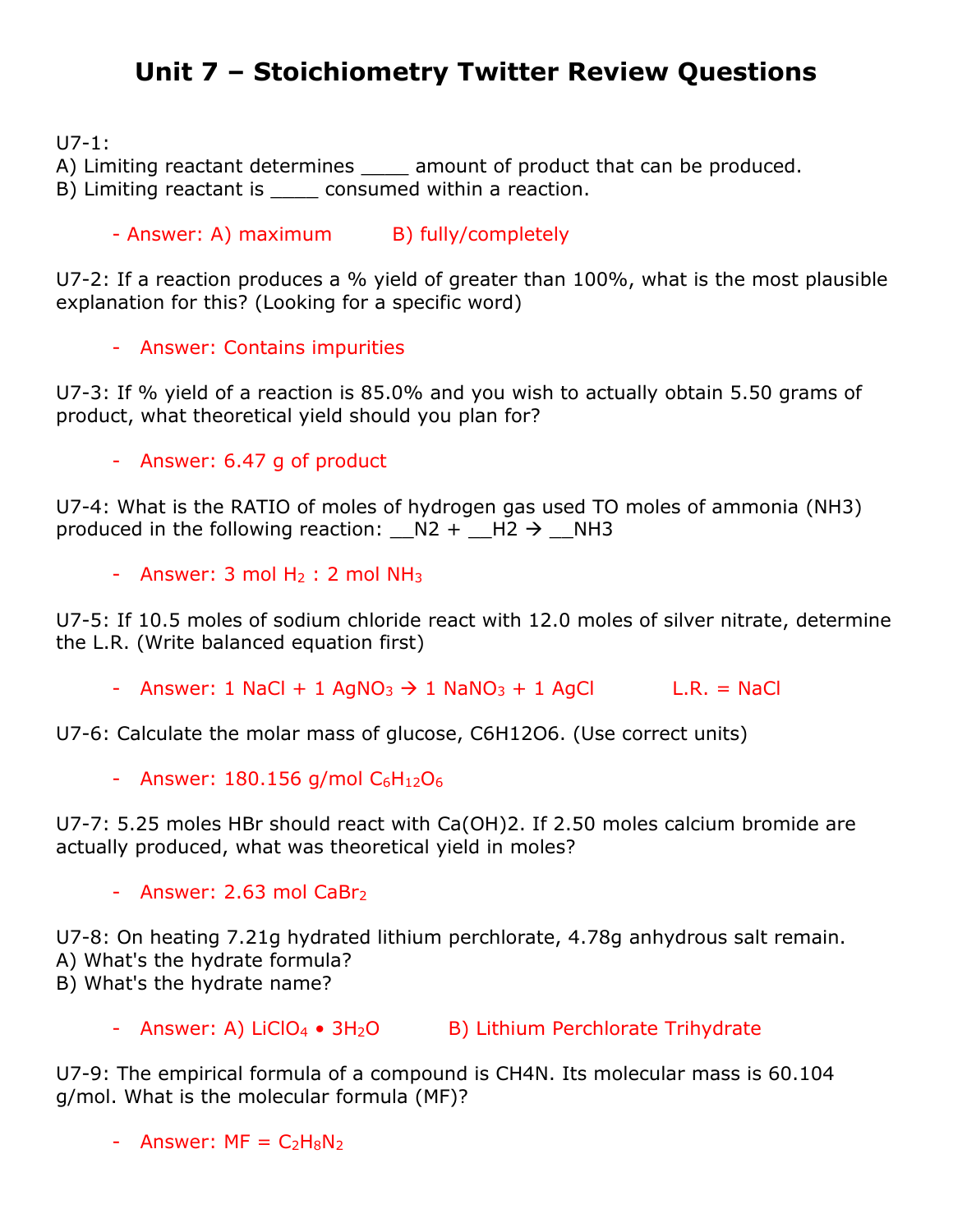# Unit 7 – Stoichiometry Twitter Review Questions

U7-1:
A) Limiting reactant determines ____ amount of product that can be produced.
B) Limiting reactant is ____ consumed within a reaction.

- Answer: A) maximum     B) fully/completely

U7-2: If a reaction produces a % yield of greater than 100%, what is the most plausible explanation for this? (Looking for a specific word)

- Answer: Contains impurities

U7-3: If % yield of a reaction is 85.0% and you wish to actually obtain 5.50 grams of product, what theoretical yield should you plan for?

- Answer: 6.47 g of product

U7-4: What is the RATIO of moles of hydrogen gas used TO moles of ammonia (NH3) produced in the following reaction: __N2 + __H2 → __NH3

- Answer: 3 mol $H_2$ : 2 mol $NH_3$

U7-5: If 10.5 moles of sodium chloride react with 12.0 moles of silver nitrate, determine the L.R. (Write balanced equation first)

- Answer: 1 NaCl + 1 $AgNO_3$ → 1 $NaNO_3$ + 1 AgCl     L.R. = NaCl

U7-6: Calculate the molar mass of glucose, C6H12O6. (Use correct units)

- Answer: 180.156 g/mol $C_6H_{12}O_6$

U7-7: 5.25 moles HBr should react with Ca(OH)2. If 2.50 moles calcium bromide are actually produced, what was theoretical yield in moles?

- Answer: 2.63 mol $CaBr_2$

U7-8: On heating 7.21g hydrated lithium perchlorate, 4.78g anhydrous salt remain.
A) What's the hydrate formula?
B) What's the hydrate name?

- Answer: A) $LiClO_4 \bullet 3H_2O$     B) Lithium Perchlorate Trihydrate

U7-9: The empirical formula of a compound is CH4N. Its molecular mass is 60.104 g/mol. What is the molecular formula (MF)?

- Answer: MF = $C_2H_8N_2$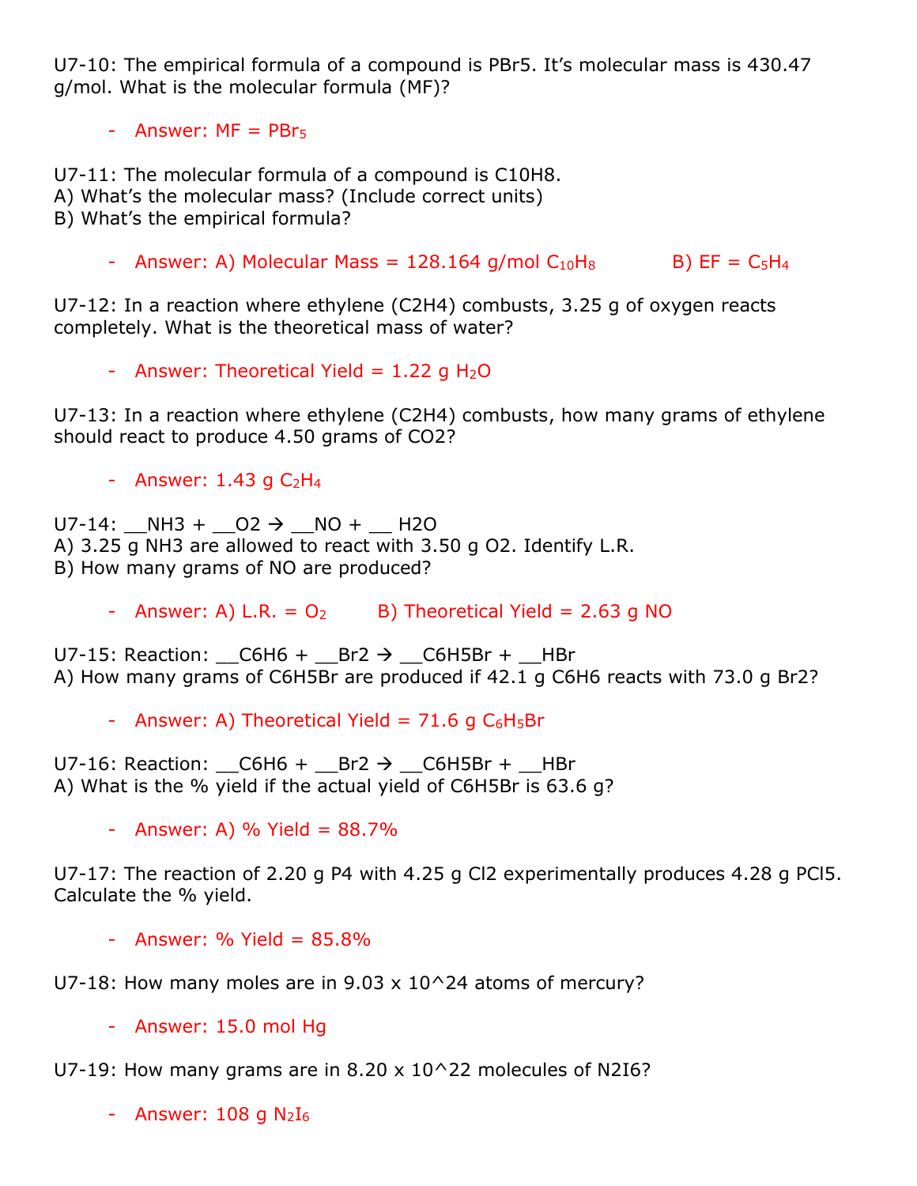U7-10: The empirical formula of a compound is $PBr_5$. It's molecular mass is 430.47 g/mol. What is the molecular formula (MF)?

- Answer: MF = $PBr_5$

U7-11: The molecular formula of a compound is $C_{10}H_8$.
A) What's the molecular mass? (Include correct units)
B) What's the empirical formula?

- Answer: A) Molecular Mass = 128.164 g/mol $C_{10}H_8$ B) EF = $C_5H_4$

U7-12: In a reaction where ethylene ($C_2H_4$) combusts, 3.25 g of oxygen reacts completely. What is the theoretical mass of water?

- Answer: Theoretical Yield = 1.22 g $H_2O$

U7-13: In a reaction where ethylene ($C_2H_4$) combusts, how many grams of ethylene should react to produce 4.50 grams of $CO_2$?

- Answer: 1.43 g $C_2H_4$

U7-14: __$NH_3$ + __$O_2$ → __NO + __ $H_2O$
A) 3.25 g $NH_3$ are allowed to react with 3.50 g $O_2$. Identify L.R.
B) How many grams of NO are produced?

- Answer: A) L.R. = $O_2$ B) Theoretical Yield = 2.63 g NO

U7-15: Reaction: __$C_6H_6$ + __$Br_2$ → __$C_6H_5Br$ + __HBr
A) How many grams of $C_6H_5Br$ are produced if 42.1 g $C_6H_6$ reacts with 73.0 g $Br_2$?

- Answer: A) Theoretical Yield = 71.6 g $C_6H_5Br$

U7-16: Reaction: __$C_6H_6$ + __$Br_2$ → __$C_6H_5Br$ + __HBr
A) What is the % yield if the actual yield of $C_6H_5Br$ is 63.6 g?

- Answer: A) % Yield = 88.7%

U7-17: The reaction of 2.20 g $P_4$ with 4.25 g $Cl_2$ experimentally produces 4.28 g $PCl_5$. Calculate the % yield.

- Answer: % Yield = 85.8%

U7-18: How many moles are in $9.03 \times 10^{24}$ atoms of mercury?

- Answer: 15.0 mol Hg

U7-19: How many grams are in $8.20 \times 10^{22}$ molecules of $N_2I_6$?

- Answer: 108 g $N_2I_6$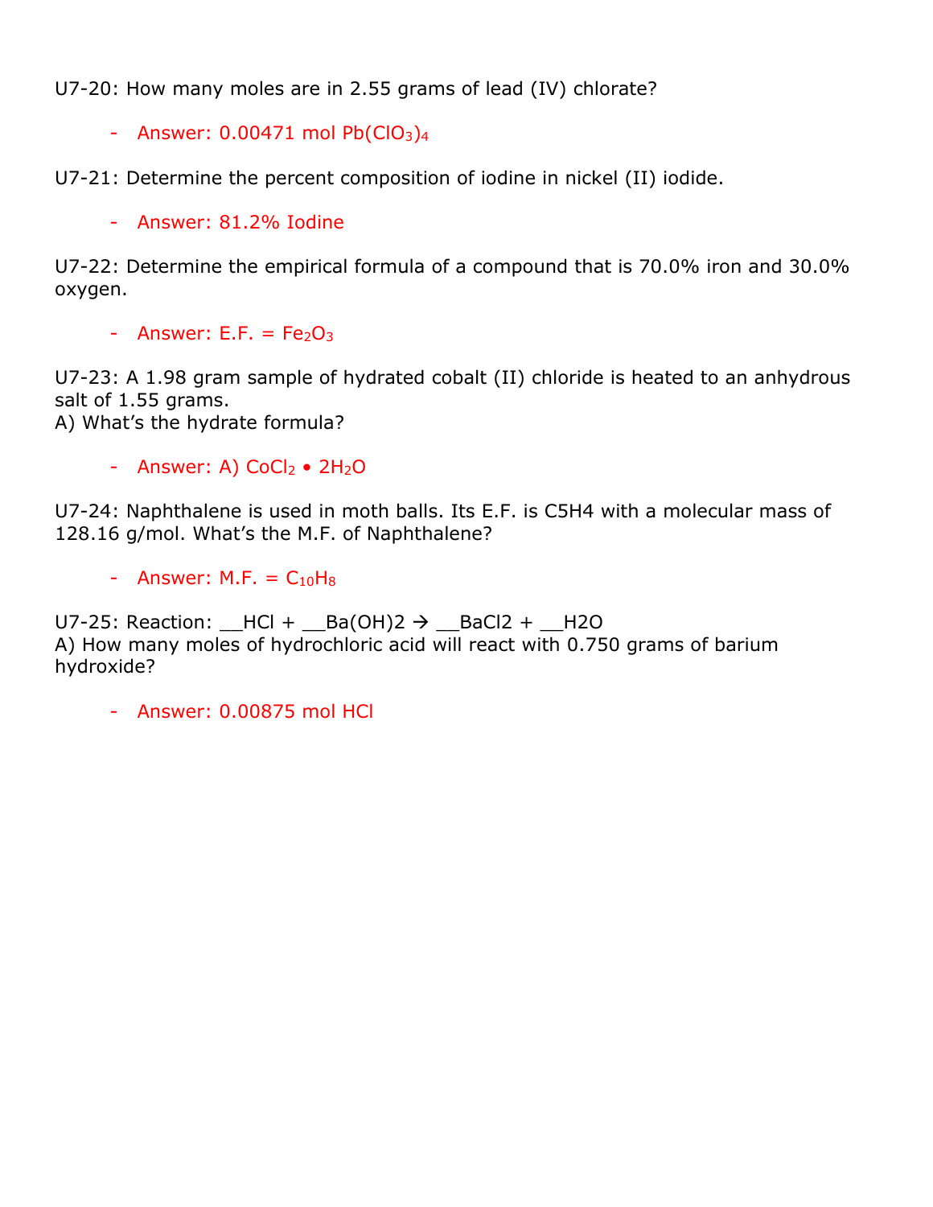U7-20: How many moles are in 2.55 grams of lead (IV) chlorate?

- Answer: 0.00471 mol $Pb(ClO_3)_4$

U7-21: Determine the percent composition of iodine in nickel (II) iodide.

- Answer: 81.2% Iodine

U7-22: Determine the empirical formula of a compound that is 70.0% iron and 30.0% oxygen.

- Answer: E.F. = $Fe_2O_3$

U7-23: A 1.98 gram sample of hydrated cobalt (II) chloride is heated to an anhydrous salt of 1.55 grams.
A) What's the hydrate formula?

- Answer: A) $CoCl_2 \bullet 2H_2O$

U7-24: Naphthalene is used in moth balls. Its E.F. is C5H4 with a molecular mass of 128.16 g/mol. What's the M.F. of Naphthalene?

- Answer: M.F. = $C_{10}H_8$

U7-25: Reaction: __HCl + __Ba(OH)2 → __BaCl2 + __H2O
A) How many moles of hydrochloric acid will react with 0.750 grams of barium hydroxide?

- Answer: 0.00875 mol HCl